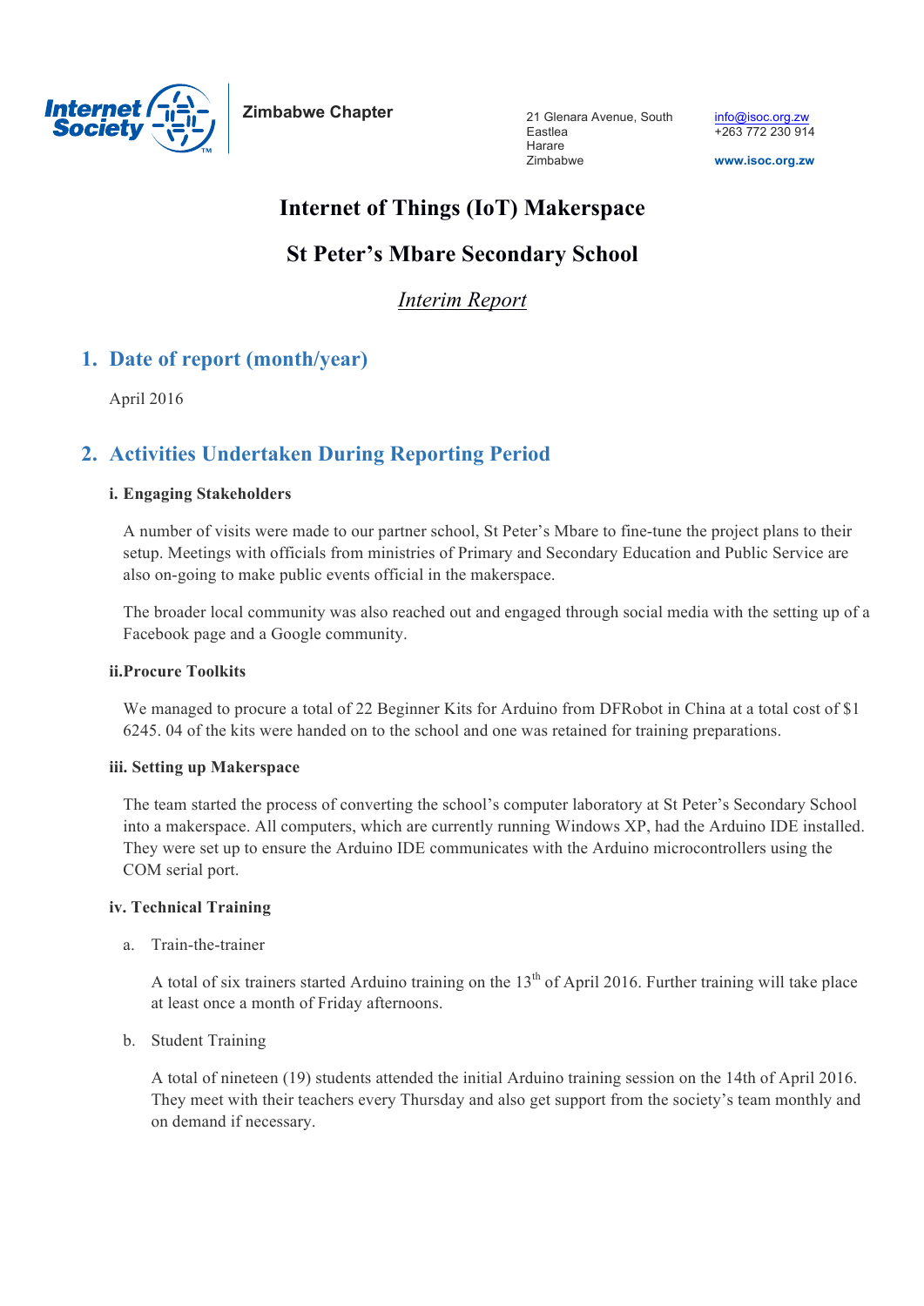Zimbabwe Chapter

21 Glenara Avenue, South Eastlea
Harare
Zimbabwe

info@isoc.org.zw
+263 772 230 914

www.isoc.org.zw

# Internet of Things (IoT) Makerspace

# St Peter's Mbare Secondary School

*Interim Report*

## 1. Date of report (month/year)

April 2016

## 2. Activities Undertaken During Reporting Period

### i. Engaging Stakeholders

A number of visits were made to our partner school, St Peter's Mbare to fine-tune the project plans to their setup. Meetings with officials from ministries of Primary and Secondary Education and Public Service are also on-going to make public events official in the makerspace.

The broader local community was also reached out and engaged through social media with the setting up of a Facebook page and a Google community.

### ii.Procure Toolkits

We managed to procure a total of 22 Beginner Kits for Arduino from DFRobot in China at a total cost of $1 6245. 04 of the kits were handed on to the school and one was retained for training preparations.

### iii. Setting up Makerspace

The team started the process of converting the school's computer laboratory at St Peter's Secondary School into a makerspace. All computers, which are currently running Windows XP, had the Arduino IDE installed. They were set up to ensure the Arduino IDE communicates with the Arduino microcontrollers using the COM serial port.

### iv. Technical Training

a. Train-the-trainer

A total of six trainers started Arduino training on the 13th of April 2016. Further training will take place at least once a month of Friday afternoons.

b. Student Training

A total of nineteen (19) students attended the initial Arduino training session on the 14th of April 2016. They meet with their teachers every Thursday and also get support from the society's team monthly and on demand if necessary.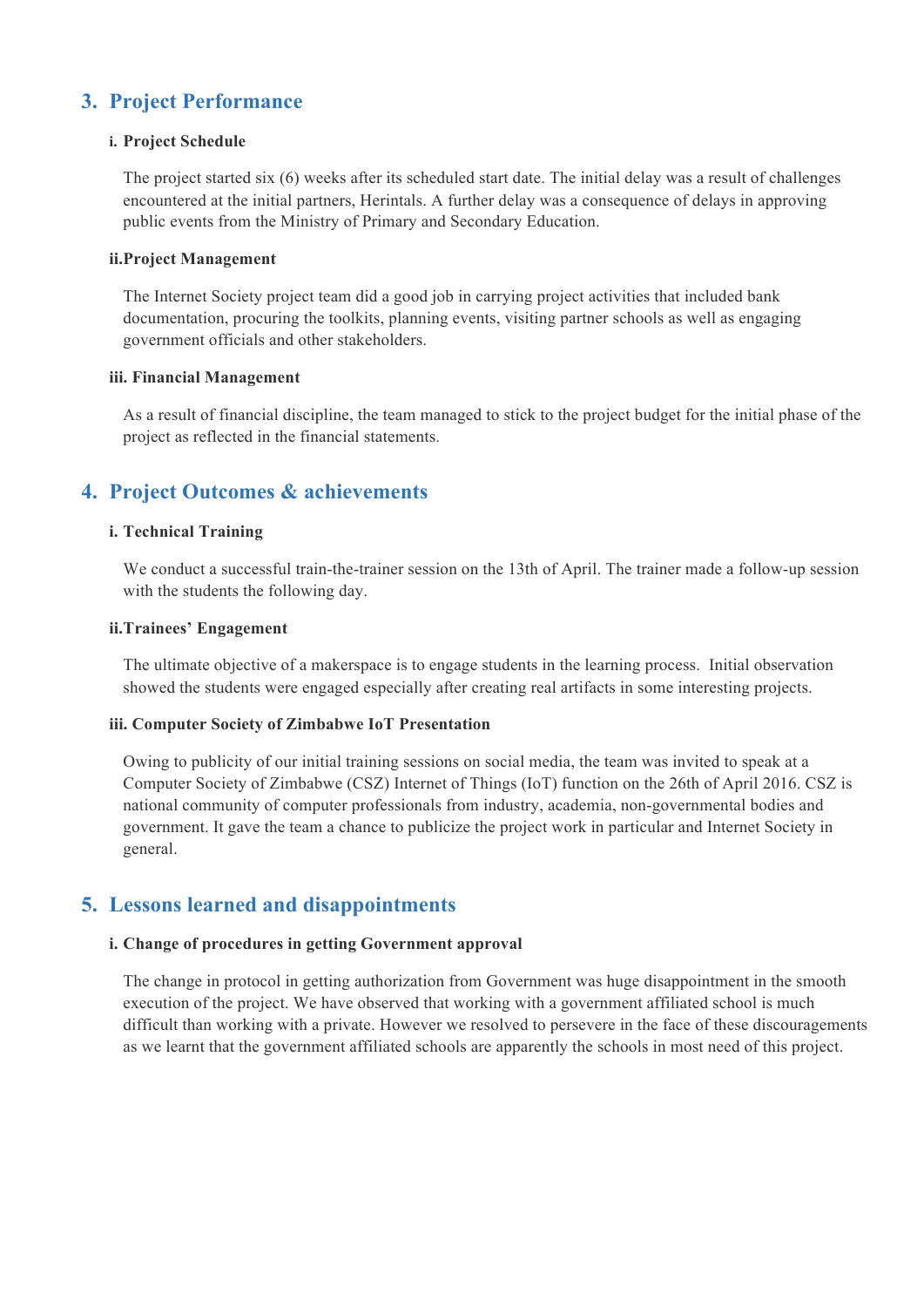## 3. Project Performance

### i. Project Schedule

The project started six (6) weeks after its scheduled start date. The initial delay was a result of challenges encountered at the initial partners, Herintals. A further delay was a consequence of delays in approving public events from the Ministry of Primary and Secondary Education.

### ii. Project Management

The Internet Society project team did a good job in carrying project activities that included bank documentation, procuring the toolkits, planning events, visiting partner schools as well as engaging government officials and other stakeholders.

### iii. Financial Management

As a result of financial discipline, the team managed to stick to the project budget for the initial phase of the project as reflected in the financial statements.

## 4. Project Outcomes & achievements

### i. Technical Training

We conduct a successful train-the-trainer session on the 13th of April. The trainer made a follow-up session with the students the following day.

### ii. Trainees' Engagement

The ultimate objective of a makerspace is to engage students in the learning process. Initial observation showed the students were engaged especially after creating real artifacts in some interesting projects.

### iii. Computer Society of Zimbabwe IoT Presentation

Owing to publicity of our initial training sessions on social media, the team was invited to speak at a Computer Society of Zimbabwe (CSZ) Internet of Things (IoT) function on the 26th of April 2016. CSZ is national community of computer professionals from industry, academia, non-governmental bodies and government. It gave the team a chance to publicize the project work in particular and Internet Society in general.

## 5. Lessons learned and disappointments

### i. Change of procedures in getting Government approval

The change in protocol in getting authorization from Government was huge disappointment in the smooth execution of the project. We have observed that working with a government affiliated school is much difficult than working with a private. However we resolved to persevere in the face of these discouragements as we learnt that the government affiliated schools are apparently the schools in most need of this project.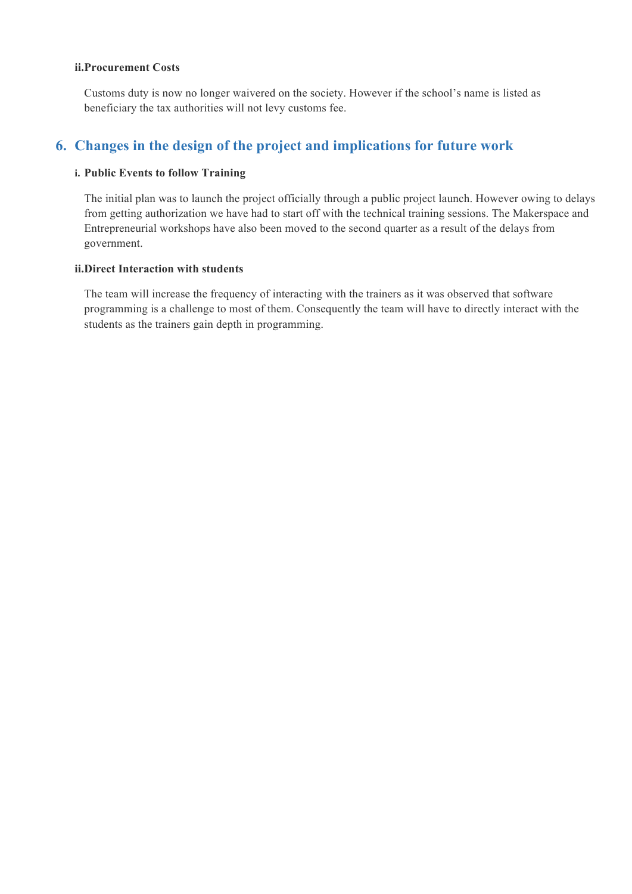#### ii. Procurement Costs

Customs duty is now no longer waivered on the society. However if the school's name is listed as beneficiary the tax authorities will not levy customs fee.

## 6. Changes in the design of the project and implications for future work

#### i. Public Events to follow Training

The initial plan was to launch the project officially through a public project launch. However owing to delays from getting authorization we have had to start off with the technical training sessions. The Makerspace and Entrepreneurial workshops have also been moved to the second quarter as a result of the delays from government.

#### ii. Direct Interaction with students

The team will increase the frequency of interacting with the trainers as it was observed that software programming is a challenge to most of them. Consequently the team will have to directly interact with the students as the trainers gain depth in programming.